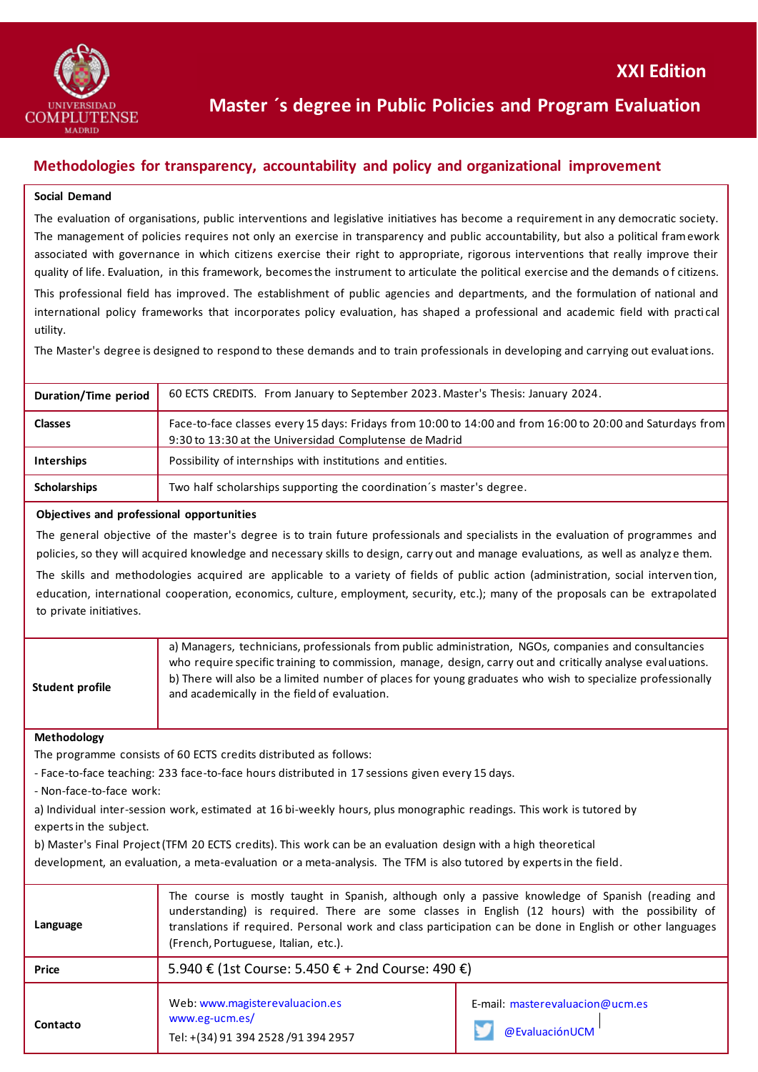UNIVERSIDAD COMPLUTENSE MADRID

# XXI Edition

# Master ´s degree in Public Policies and Program Evaluation

## Methodologies for transparency, accountability and policy and organizational improvement

**Social Demand**

The evaluation of organisations, public interventions and legislative initiatives has become a requirement in any democratic society. The management of policies requires not only an exercise in transparency and public accountability, but also a political framework associated with governance in which citizens exercise their right to appropriate, rigorous interventions that really improve their quality of life. Evaluation, in this framework, becomes the instrument to articulate the political exercise and the demands of citizens.

This professional field has improved. The establishment of public agencies and departments, and the formulation of national and international policy frameworks that incorporates policy evaluation, has shaped a professional and academic field with practical utility.

The Master's degree is designed to respond to these demands and to train professionals in developing and carrying out evaluations.

| | |
|---|---|
| **Duration/Time period** | 60 ECTS CREDITS. From January to September 2023. Master's Thesis: January 2024. |
| **Classes** | Face-to-face classes every 15 days: Fridays from 10:00 to 14:00 and from 16:00 to 20:00 and Saturdays from 9:30 to 13:30 at the Universidad Complutense de Madrid |
| **Interships** | Possibility of internships with institutions and entities. |
| **Scholarships** | Two half scholarships supporting the coordination´s master's degree. |

**Objectives and professional opportunities**

The general objective of the master's degree is to train future professionals and specialists in the evaluation of programmes and policies, so they will acquired knowledge and necessary skills to design, carry out and manage evaluations, as well as analyze them.

The skills and methodologies acquired are applicable to a variety of fields of public action (administration, social intervention, education, international cooperation, economics, culture, employment, security, etc.); many of the proposals can be extrapolated to private initiatives.

| | |
|---|---|
| **Student profile** | a) Managers, technicians, professionals from public administration, NGOs, companies and consultancies who require specific training to commission, manage, design, carry out and critically analyse evaluations.<br>b) There will also be a limited number of places for young graduates who wish to specialize professionally and academically in the field of evaluation. |

**Methodology**

The programme consists of 60 ECTS credits distributed as follows:

- Face-to-face teaching: 233 face-to-face hours distributed in 17 sessions given every 15 days.
- Non-face-to-face work:

a) Individual inter-session work, estimated at 16 bi-weekly hours, plus monographic readings. This work is tutored by experts in the subject.

b) Master's Final Project (TFM 20 ECTS credits). This work can be an evaluation design with a high theoretical development, an evaluation, a meta-evaluation or a meta-analysis. The TFM is also tutored by experts in the field.

| | | |
|---|---|---|
| **Language** | The course is mostly taught in Spanish, although only a passive knowledge of Spanish (reading and understanding) is required. There are some classes in English (12 hours) with the possibility of translations if required. Personal work and class participation can be done in English or other languages (French, Portuguese, Italian, etc.). | |
| **Price** | 5.940 € (1st Course: 5.450 € + 2nd Course: 490 €) | |
| **Contacto** | Web: www.magisterevaluacion.es<br>www.eg-ucm.es/<br>Tel: +(34) 91 394 2528 /91 394 2957 | E-mail: masterevaluacion@ucm.es<br>@EvaluaciónUCM |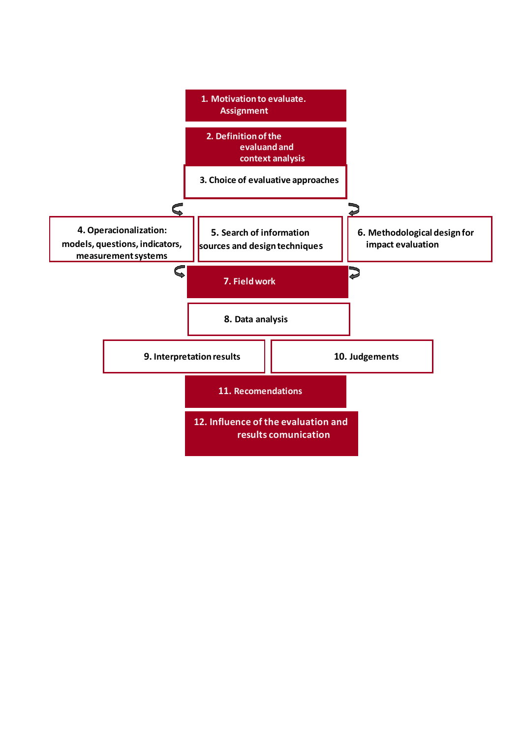1. Motivation to evaluate. Assignment

2. Definition of the evaluand and context analysis

3. Choice of evaluative approaches

4. Operacionalization: models, questions, indicators, measurement systems

5. Search of information sources and design techniques

6. Methodological design for impact evaluation

7. Field work

8. Data analysis

9. Interpretation results

10. Judgements

11. Recomendations

12. Influence of the evaluation and results comunication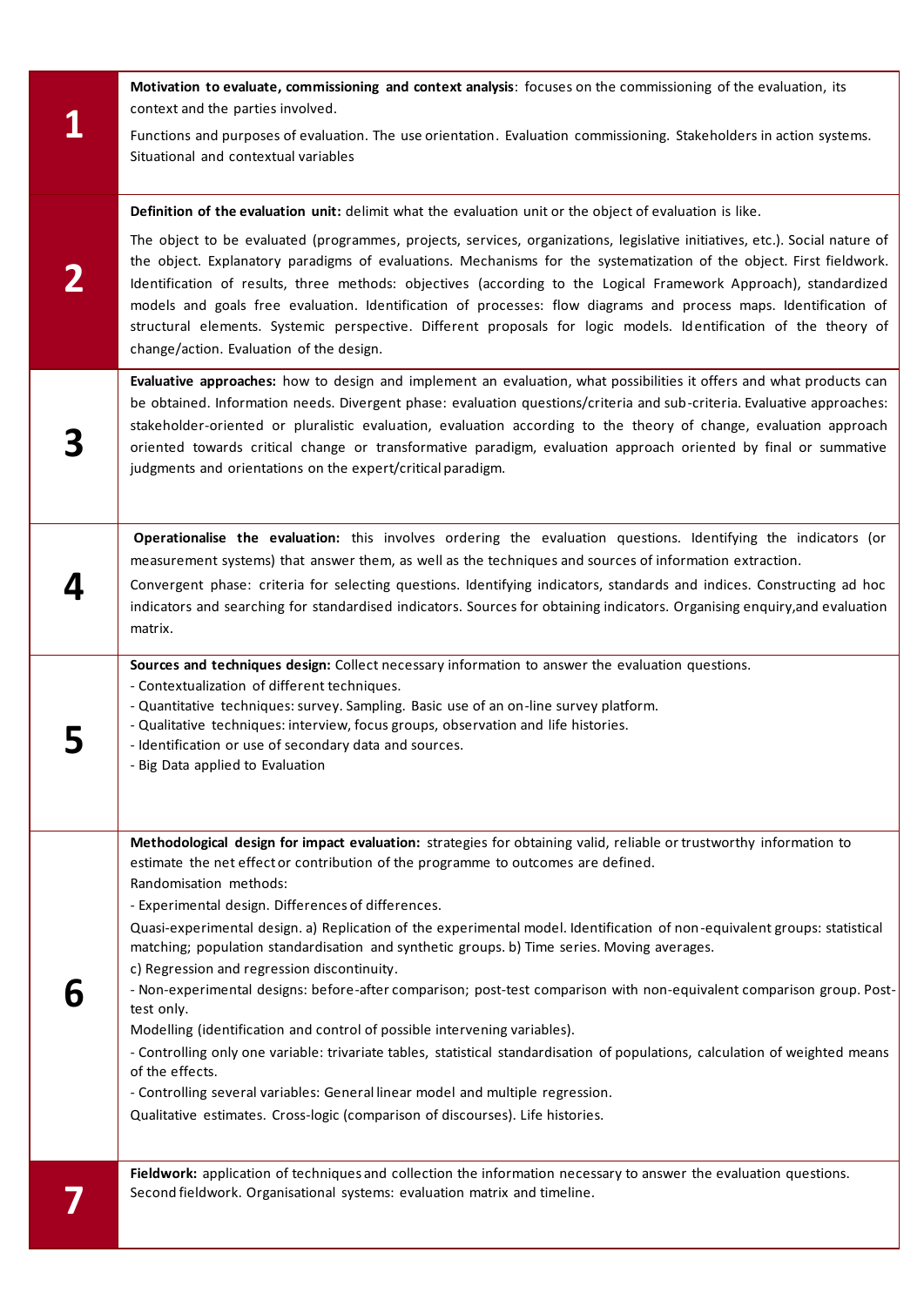| | |
|---|---|
| **1** | **Motivation to evaluate, commissioning and context analysis**: focuses on the commissioning of the evaluation, its context and the parties involved.<br><br>Functions and purposes of evaluation. The use orientation. Evaluation commissioning. Stakeholders in action systems. Situational and contextual variables |
| **2** | **Definition of the evaluation unit:** delimit what the evaluation unit or the object of evaluation is like.<br><br>The object to be evaluated (programmes, projects, services, organizations, legislative initiatives, etc.). Social nature of the object. Explanatory paradigms of evaluations. Mechanisms for the systematization of the object. First fieldwork. Identification of results, three methods: objectives (according to the Logical Framework Approach), standardized models and goals free evaluation. Identification of processes: flow diagrams and process maps. Identification of structural elements. Systemic perspective. Different proposals for logic models. Identification of the theory of change/action. Evaluation of the design. |
| **3** | **Evaluative approaches:** how to design and implement an evaluation, what possibilities it offers and what products can be obtained. Information needs. Divergent phase: evaluation questions/criteria and sub-criteria. Evaluative approaches: stakeholder-oriented or pluralistic evaluation, evaluation according to the theory of change, evaluation approach oriented towards critical change or transformative paradigm, evaluation approach oriented by final or summative judgments and orientations on the expert/critical paradigm. |
| **4** | **Operationalise the evaluation:** this involves ordering the evaluation questions. Identifying the indicators (or measurement systems) that answer them, as well as the techniques and sources of information extraction.<br><br>Convergent phase: criteria for selecting questions. Identifying indicators, standards and indices. Constructing ad hoc indicators and searching for standardised indicators. Sources for obtaining indicators. Organising enquiry,and evaluation matrix. |
| **5** | **Sources and techniques design:** Collect necessary information to answer the evaluation questions.<br>- Contextualization of different techniques.<br>- Quantitative techniques: survey. Sampling. Basic use of an on-line survey platform.<br>- Qualitative techniques: interview, focus groups, observation and life histories.<br>- Identification or use of secondary data and sources.<br>- Big Data applied to Evaluation |
| **6** | **Methodological design for impact evaluation:** strategies for obtaining valid, reliable or trustworthy information to estimate the net effect or contribution of the programme to outcomes are defined.<br>Randomisation methods:<br>- Experimental design. Differences of differences.<br>Quasi-experimental design. a) Replication of the experimental model. Identification of non-equivalent groups: statistical matching; population standardisation and synthetic groups. b) Time series. Moving averages.<br>c) Regression and regression discontinuity.<br>- Non-experimental designs: before-after comparison; post-test comparison with non-equivalent comparison group. Post-test only.<br>Modelling (identification and control of possible intervening variables).<br>- Controlling only one variable: trivariate tables, statistical standardisation of populations, calculation of weighted means of the effects.<br>- Controlling several variables: General linear model and multiple regression.<br>Qualitative estimates. Cross-logic (comparison of discourses). Life histories. |
| **7** | **Fieldwork:** application of techniques and collection the information necessary to answer the evaluation questions.<br>Second fieldwork. Organisational systems: evaluation matrix and timeline. |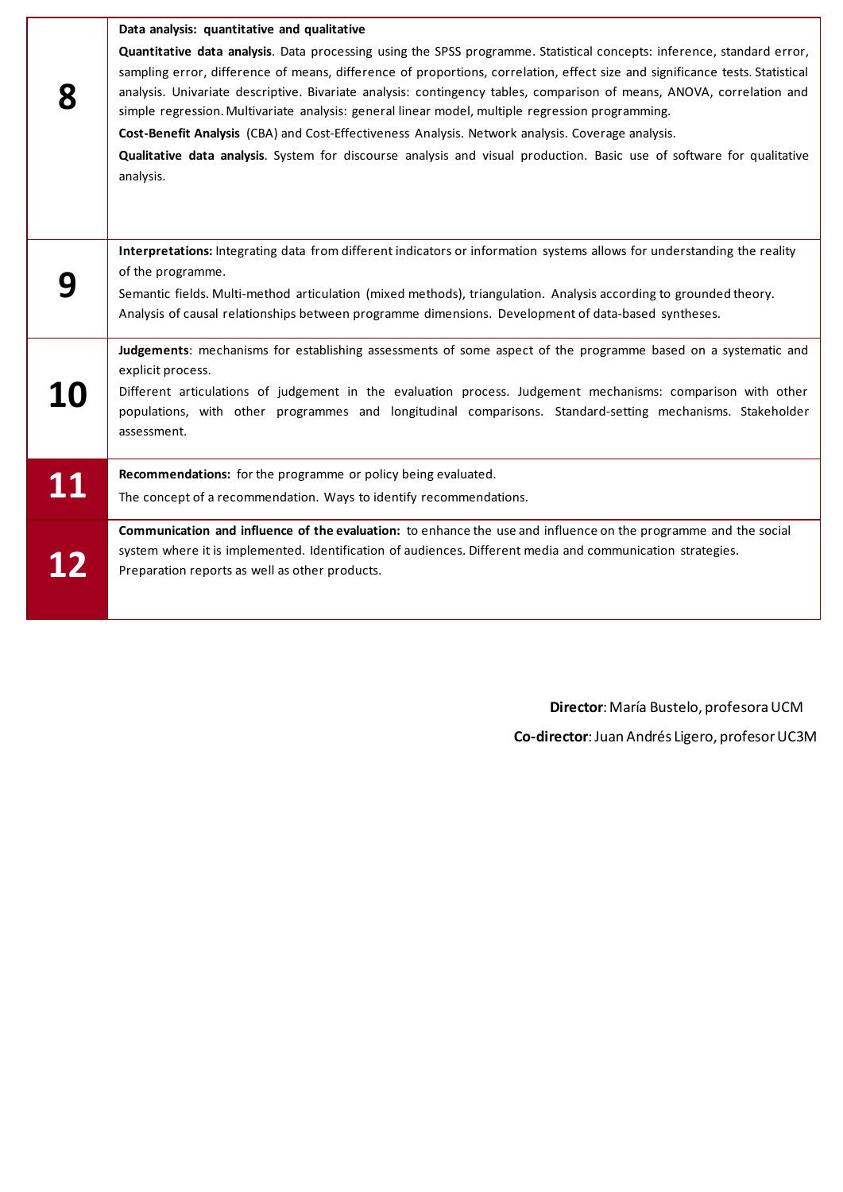| | |
|---|---|
| **8** | **Data analysis: quantitative and qualitative**<br>**Quantitative data analysis**. Data processing using the SPSS programme. Statistical concepts: inference, standard error, sampling error, difference of means, difference of proportions, correlation, effect size and significance tests. Statistical analysis. Univariate descriptive. Bivariate analysis: contingency tables, comparison of means, ANOVA, correlation and simple regression. Multivariate analysis: general linear model, multiple regression programming.<br>**Cost-Benefit Analysis** (CBA) and Cost-Effectiveness Analysis. Network analysis. Coverage analysis.<br>**Qualitative data analysis**. System for discourse analysis and visual production. Basic use of software for qualitative analysis. |
| **9** | **Interpretations:** Integrating data from different indicators or information systems allows for understanding the reality of the programme.<br>Semantic fields. Multi-method articulation (mixed methods), triangulation. Analysis according to grounded theory. Analysis of causal relationships between programme dimensions. Development of data-based syntheses. |
| **10** | **Judgements**: mechanisms for establishing assessments of some aspect of the programme based on a systematic and explicit process.<br>Different articulations of judgement in the evaluation process. Judgement mechanisms: comparison with other populations, with other programmes and longitudinal comparisons. Standard-setting mechanisms. Stakeholder assessment. |
| **11** | **Recommendations:** for the programme or policy being evaluated.<br>The concept of a recommendation. Ways to identify recommendations. |
| **12** | **Communication and influence of the evaluation:** to enhance the use and influence on the programme and the social system where it is implemented. Identification of audiences. Different media and communication strategies.<br>Preparation reports as well as other products. |

**Director**: María Bustelo, profesora UCM

**Co-director**: Juan Andrés Ligero, profesor UC3M